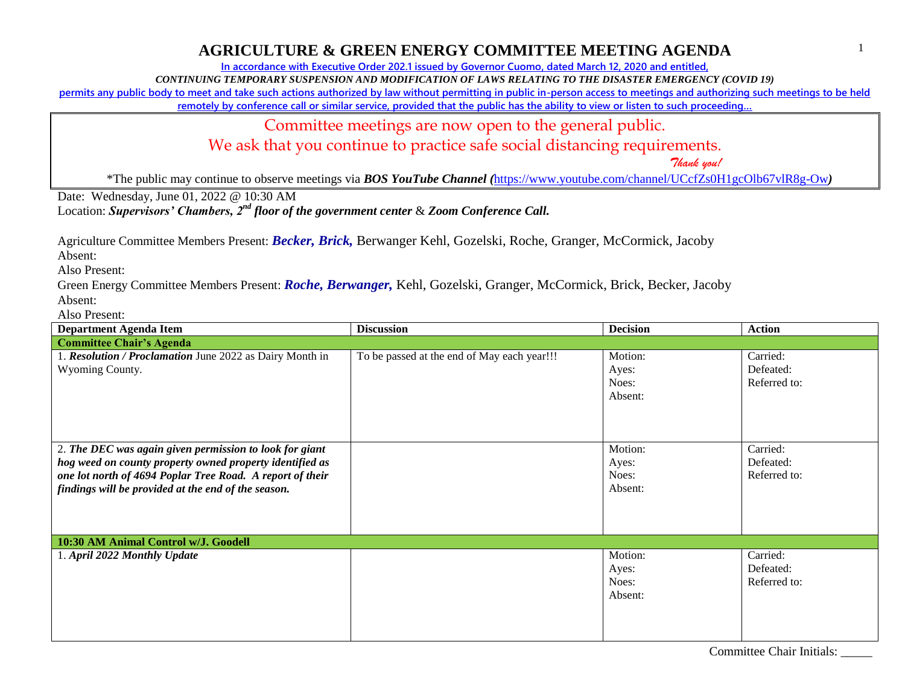# AGRICULTURE & GREEN ENERGY COMMITTEE MEETING AGENDA

**In accordance with Executive Order 202.1 issued by Governor Cuomo, dated March 12, 2020 and entitled,**

***CONTINUING TEMPORARY SUSPENSION AND MODIFICATION OF LAWS RELATING TO THE DISASTER EMERGENCY (COVID 19)***

**permits any public body to meet and take such actions authorized by law without permitting in public in-person access to meetings and authorizing such meetings to be held remotely by conference call or similar service, provided that the public has the ability to view or listen to such proceeding…**

Committee meetings are now open to the general public.

We ask that you continue to practice safe social distancing requirements.

*Thank you!*

*The public may continue to observe meetings via ***BOS YouTube Channel (***https://www.youtube.com/channel/UCcfZs0H1gcOlb67vlR8g-Ow***)***

Date: Wednesday, June 01, 2022 @ 10:30 AM

Location: ***Supervisors' Chambers, 2nd floor of the government center*** & ***Zoom Conference Call.***

Agriculture Committee Members Present: ***Becker, Brick,*** Berwanger Kehl, Gozelski, Roche, Granger, McCormick, Jacoby

Absent:

Also Present:

Green Energy Committee Members Present: ***Roche, Berwanger,*** Kehl, Gozelski, Granger, McCormick, Brick, Becker, Jacoby

Absent:

Also Present:

| Department Agenda Item | Discussion | Decision | Action |
|---|---|---|---|
| **Committee Chair's Agenda** | | | |
| 1. ***Resolution / Proclamation*** June 2022 as Dairy Month in Wyoming County. | To be passed at the end of May each year!!! | Motion:<br>Ayes:<br>Noes:<br>Absent: | Carried:<br>Defeated:<br>Referred to: |
| 2. ***The DEC was again given permission to look for giant hog weed on county property owned property identified as one lot north of 4694 Poplar Tree Road. A report of their findings will be provided at the end of the season.*** | | Motion:<br>Ayes:<br>Noes:<br>Absent: | Carried:<br>Defeated:<br>Referred to: |
| **10:30 AM Animal Control w/J. Goodell** | | | |
| 1. ***April 2022 Monthly Update*** | | Motion:<br>Ayes:<br>Noes:<br>Absent: | Carried:<br>Defeated:<br>Referred to: |

Committee Chair Initials: _____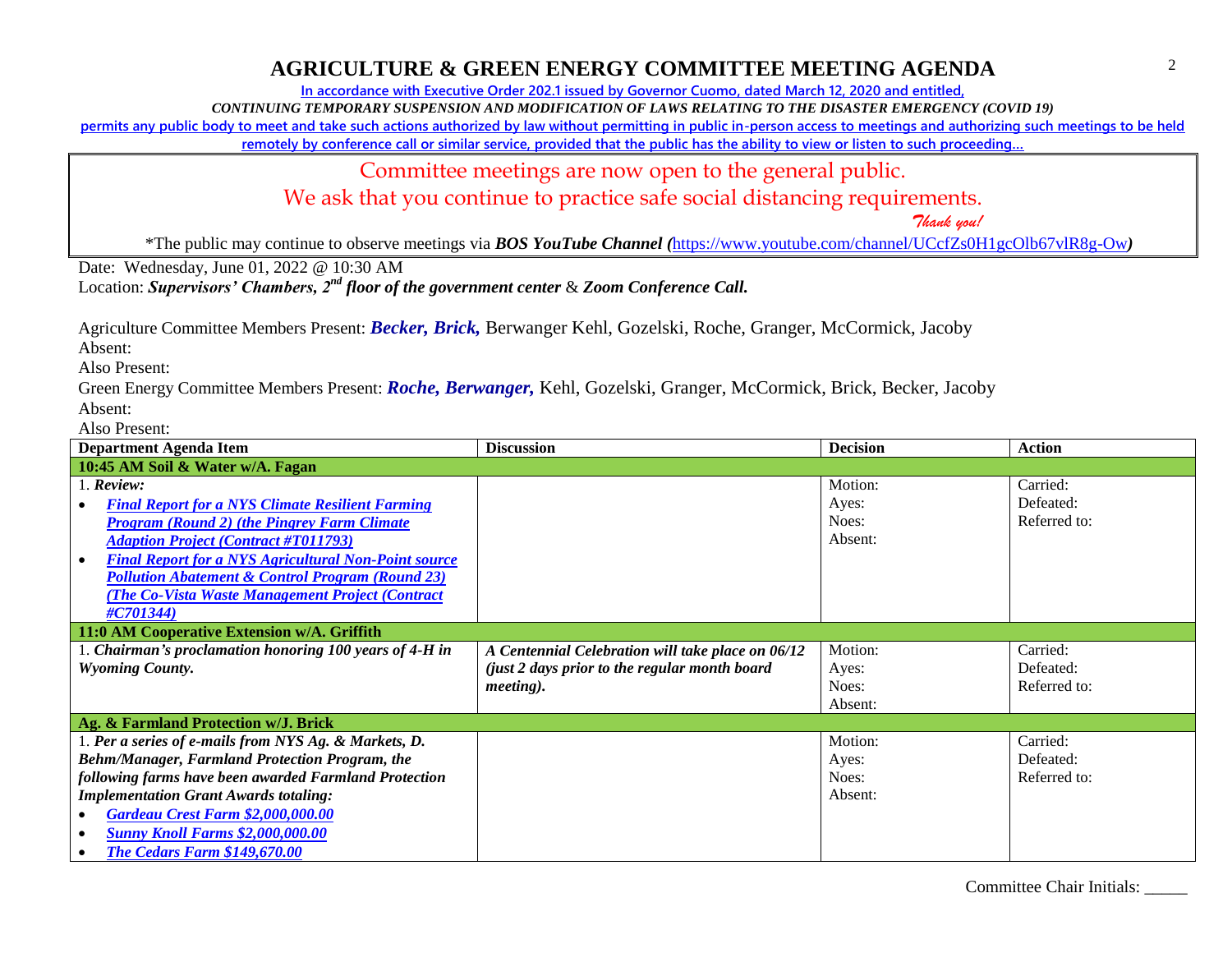# AGRICULTURE & GREEN ENERGY COMMITTEE MEETING AGENDA

In accordance with Executive Order 202.1 issued by Governor Cuomo, dated March 12, 2020 and entitled,

*CONTINUING TEMPORARY SUSPENSION AND MODIFICATION OF LAWS RELATING TO THE DISASTER EMERGENCY (COVID 19)*

permits any public body to meet and take such actions authorized by law without permitting in public in-person access to meetings and authorizing such meetings to be held remotely by conference call or similar service, provided that the public has the ability to view or listen to such proceeding…

Committee meetings are now open to the general public.

We ask that you continue to practice safe social distancing requirements.

*Thank you!*

*The public may continue to observe meetings via ***BOS YouTube Channel (***https://www.youtube.com/channel/UCcfZs0H1gcOlb67vlR8g-Ow***)***

Date: Wednesday, June 01, 2022 @ 10:30 AM

Location: ***Supervisors' Chambers, 2nd floor of the government center*** & ***Zoom Conference Call.***

Agriculture Committee Members Present: ***Becker, Brick,*** Berwanger Kehl, Gozelski, Roche, Granger, McCormick, Jacoby

Absent:

Also Present:

Green Energy Committee Members Present: ***Roche, Berwanger,*** Kehl, Gozelski, Granger, McCormick, Brick, Becker, Jacoby

Absent:

Also Present:

| Department Agenda Item | Discussion | Decision | Action |
|---|---|---|---|
| **10:45 AM Soil & Water w/A. Fagan** | | | |
| 1. ***Review:***<br>• ***Final Report for a NYS Climate Resilient Farming Program (Round 2) (the Pingrey Farm Climate Adaption Project (Contract #T011793)***<br>• ***Final Report for a NYS Agricultural Non-Point source Pollution Abatement & Control Program (Round 23) (The Co-Vista Waste Management Project (Contract #C701344)*** | | Motion:<br>Ayes:<br>Noes:<br>Absent: | Carried:<br>Defeated:<br>Referred to: |
| **11:0 AM Cooperative Extension w/A. Griffith** | | | |
| 1. ***Chairman's proclamation honoring 100 years of 4-H in Wyoming County.*** | ***A Centennial Celebration will take place on 06/12 (just 2 days prior to the regular month board meeting).*** | Motion:<br>Ayes:<br>Noes:<br>Absent: | Carried:<br>Defeated:<br>Referred to: |
| **Ag. & Farmland Protection w/J. Brick** | | | |
| 1. ***Per a series of e-mails from NYS Ag. & Markets, D. Behm/Manager, Farmland Protection Program, the following farms have been awarded Farmland Protection Implementation Grant Awards totaling:***<br>• ***Gardeau Crest Farm $2,000,000.00***<br>• ***Sunny Knoll Farms $2,000,000.00***<br>• ***The Cedars Farm $149,670.00*** | | Motion:<br>Ayes:<br>Noes:<br>Absent: | Carried:<br>Defeated:<br>Referred to: |

Committee Chair Initials: _____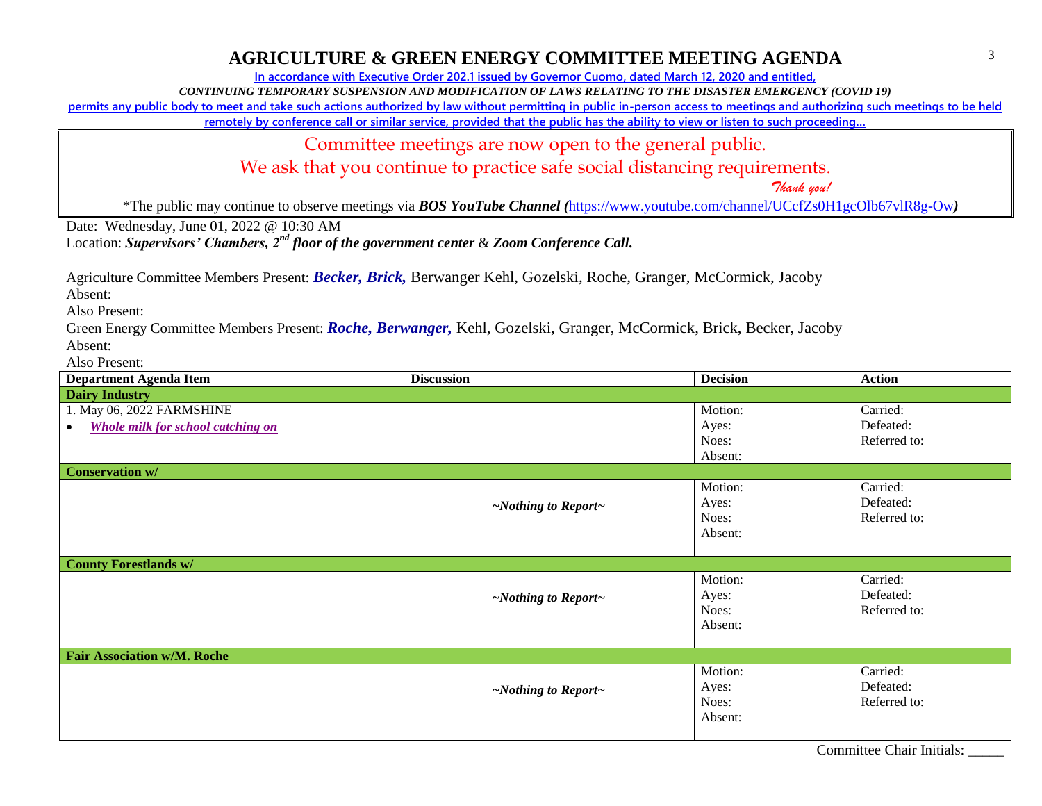# AGRICULTURE & GREEN ENERGY COMMITTEE MEETING AGENDA

In accordance with Executive Order 202.1 issued by Governor Cuomo, dated March 12, 2020 and entitled,

*CONTINUING TEMPORARY SUSPENSION AND MODIFICATION OF LAWS RELATING TO THE DISASTER EMERGENCY (COVID 19)*

permits any public body to meet and take such actions authorized by law without permitting in public in-person access to meetings and authorizing such meetings to be held remotely by conference call or similar service, provided that the public has the ability to view or listen to such proceeding…

Committee meetings are now open to the general public.

We ask that you continue to practice safe social distancing requirements.

*Thank you!*

*The public may continue to observe meetings via ***BOS YouTube Channel*** (https://www.youtube.com/channel/UCcfZs0H1gcOlb67vlR8g-Ow)

Date: Wednesday, June 01, 2022 @ 10:30 AM

Location: ***Supervisors' Chambers, 2nd floor of the government center*** & ***Zoom Conference Call.***

Agriculture Committee Members Present: ***Becker, Brick,*** Berwanger Kehl, Gozelski, Roche, Granger, McCormick, Jacoby

Absent:

Also Present:

Green Energy Committee Members Present: ***Roche, Berwanger,*** Kehl, Gozelski, Granger, McCormick, Brick, Becker, Jacoby

Absent:

Also Present:

| Department Agenda Item | Discussion | Decision | Action |
|---|---|---|---|
| **Dairy Industry** | | | |
| 1. May 06, 2022 FARMSHINE<br>• ***Whole milk for school catching on*** | | Motion:<br>Ayes:<br>Noes:<br>Absent: | Carried:<br>Defeated:<br>Referred to: |
| **Conservation w/** | | | |
| | *~Nothing to Report~* | Motion:<br>Ayes:<br>Noes:<br>Absent: | Carried:<br>Defeated:<br>Referred to: |
| **County Forestlands w/** | | | |
| | *~Nothing to Report~* | Motion:<br>Ayes:<br>Noes:<br>Absent: | Carried:<br>Defeated:<br>Referred to: |
| **Fair Association w/M. Roche** | | | |
| | *~Nothing to Report~* | Motion:<br>Ayes:<br>Noes:<br>Absent: | Carried:<br>Defeated:<br>Referred to: |

Committee Chair Initials: _____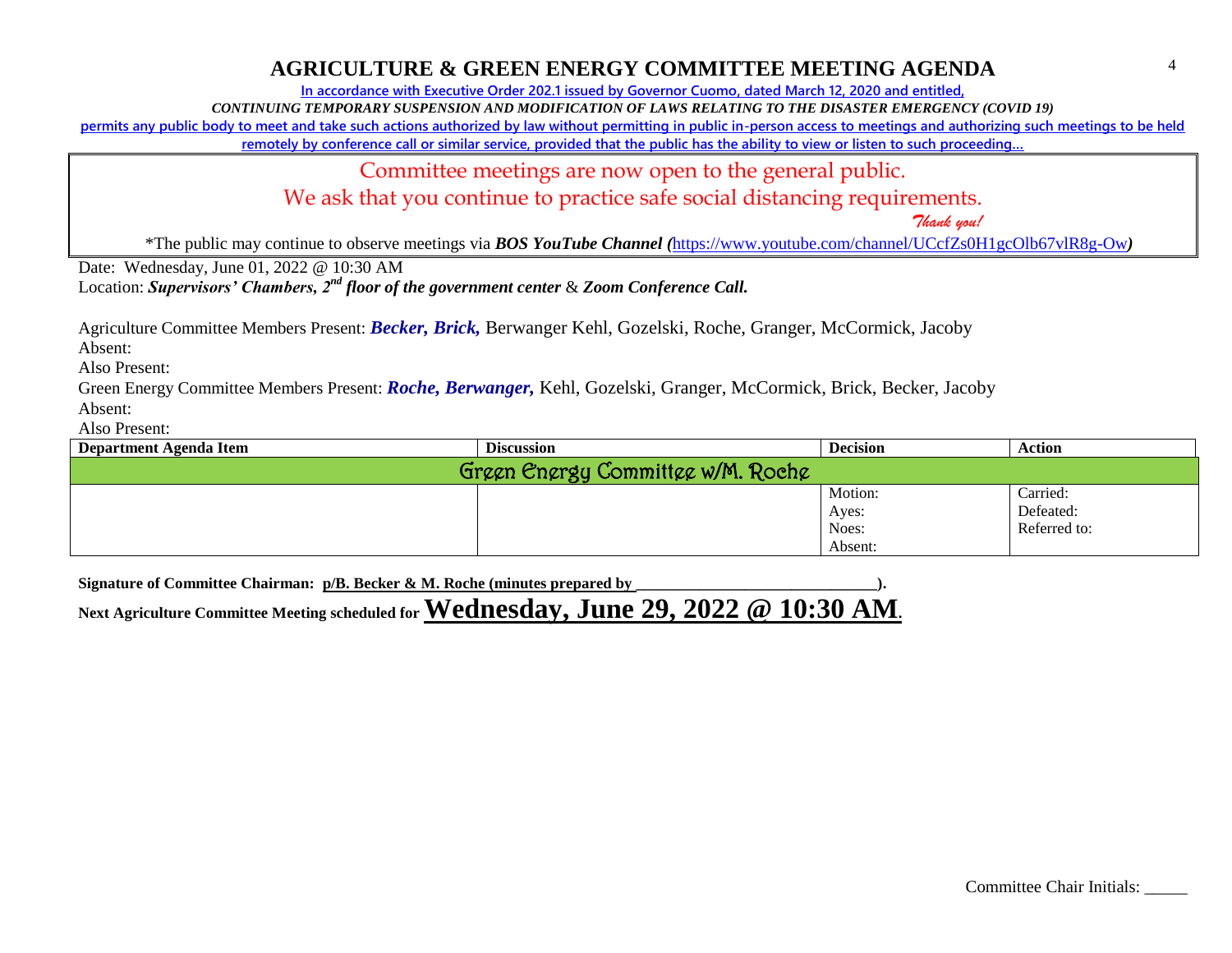# AGRICULTURE & GREEN ENERGY COMMITTEE MEETING AGENDA

In accordance with Executive Order 202.1 issued by Governor Cuomo, dated March 12, 2020 and entitled,

*CONTINUING TEMPORARY SUSPENSION AND MODIFICATION OF LAWS RELATING TO THE DISASTER EMERGENCY (COVID 19)*

permits any public body to meet and take such actions authorized by law without permitting in public in-person access to meetings and authorizing such meetings to be held remotely by conference call or similar service, provided that the public has the ability to view or listen to such proceeding…

Committee meetings are now open to the general public.

We ask that you continue to practice safe social distancing requirements.

*Thank you!*

*The public may continue to observe meetings via ***BOS YouTube Channel*** *(*https://www.youtube.com/channel/UCcfZs0H1gcOlb67vlR8g-Ow*)*

Date: Wednesday, June 01, 2022 @ 10:30 AM

Location: ***Supervisors' Chambers, 2nd floor of the government center*** & ***Zoom Conference Call.***

Agriculture Committee Members Present: ***Becker, Brick,*** Berwanger Kehl, Gozelski, Roche, Granger, McCormick, Jacoby

Absent:

Also Present:

Green Energy Committee Members Present: ***Roche, Berwanger,*** Kehl, Gozelski, Granger, McCormick, Brick, Becker, Jacoby

Absent:

Also Present:

| Department Agenda Item | Discussion | Decision | Action |
|---|---|---|---|
| Green Energy Committee w/M. Roche | | | |
| | | Motion:<br>Ayes:<br>Noes:<br>Absent: | Carried:<br>Defeated:<br>Referred to: |

**Signature of Committee Chairman: p/B. Becker & M. Roche (minutes prepared by ______________________________).**

**Next Agriculture Committee Meeting scheduled for Wednesday, June 29, 2022 @ 10:30 AM.**

Committee Chair Initials: _____